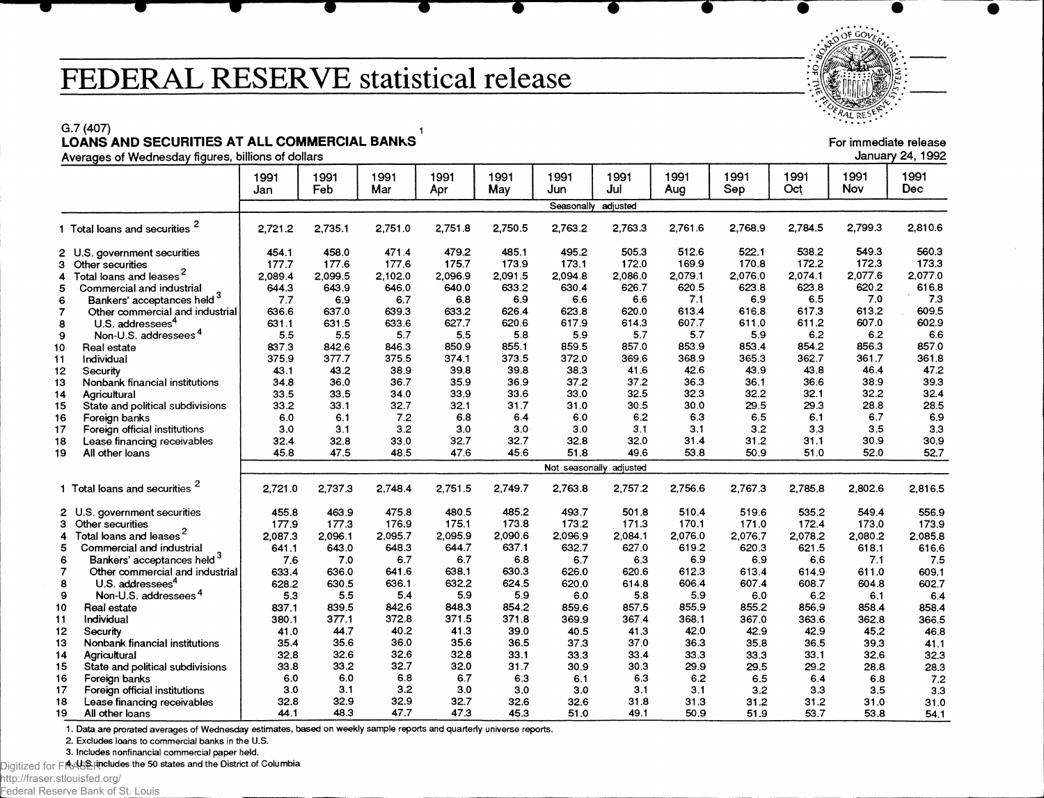# FEDERAL RESERVE statistical release

G.7 (407)

**LOANS AND SECURITIES AT ALL COMMERCIAL BANKS**[1]

Averages of Wednesday figures, billions of dollars

For immediate release
January 24, 1992

| | 1991 Jan | 1991 Feb | 1991 Mar | 1991 Apr | 1991 May | 1991 Jun | 1991 Jul | 1991 Aug | 1991 Sep | 1991 Oct | 1991 Nov | 1991 Dec |
|---|---|---|---|---|---|---|---|---|---|---|---|---|
| | Seasonally adjusted | | | | | | | | | | | |
| 1 Total loans and securities [2] | 2,721.2 | 2,735.1 | 2,751.0 | 2,751.8 | 2,750.5 | 2,763.2 | 2,763.3 | 2,761.6 | 2,768.9 | 2,784.5 | 2,799.3 | 2,810.6 |
| 2 U.S. government securities | 454.1 | 458.0 | 471.4 | 479.2 | 485.1 | 495.2 | 505.3 | 512.6 | 522.1 | 538.2 | 549.3 | 560.3 |
| 3 Other securities | 177.7 | 177.6 | 177.6 | 175.7 | 173.9 | 173.1 | 172.0 | 169.9 | 170.8 | 172.2 | 172.3 | 173.3 |
| 4 Total loans and leases [2] | 2,089.4 | 2,099.5 | 2,102.0 | 2,096.9 | 2,091.5 | 2,094.8 | 2,086.0 | 2,079.1 | 2,076.0 | 2,074.1 | 2,077.6 | 2,077.0 |
| 5 Commercial and industrial | 644.3 | 643.9 | 646.0 | 640.0 | 633.2 | 630.4 | 626.7 | 620.5 | 623.8 | 623.8 | 620.2 | 616.8 |
| 6 Bankers' acceptances held [3] | 7.7 | 6.9 | 6.7 | 6.8 | 6.9 | 6.6 | 6.6 | 7.1 | 6.9 | 6.5 | 7.0 | 7.3 |
| 7 Other commercial and industrial | 636.6 | 637.0 | 639.3 | 633.2 | 626.4 | 623.8 | 620.0 | 613.4 | 616.8 | 617.3 | 613.2 | 609.5 |
| 8 U.S. addressees [4] | 631.1 | 631.5 | 633.6 | 627.7 | 620.6 | 617.9 | 614.3 | 607.7 | 611.0 | 611.2 | 607.0 | 602.9 |
| 9 Non-U.S. addressees [4] | 5.5 | 5.5 | 5.7 | 5.5 | 5.8 | 5.9 | 5.7 | 5.7 | 5.9 | 6.2 | 6.2 | 6.6 |
| 10 Real estate | 837.3 | 842.6 | 846.3 | 850.9 | 855.1 | 859.5 | 857.0 | 853.9 | 853.4 | 854.2 | 856.3 | 857.0 |
| 11 Individual | 375.9 | 377.7 | 375.5 | 374.1 | 373.5 | 372.0 | 369.6 | 368.9 | 365.3 | 362.7 | 361.7 | 361.8 |
| 12 Security | 43.1 | 43.2 | 38.9 | 39.8 | 39.8 | 38.3 | 41.6 | 42.6 | 43.9 | 43.8 | 46.4 | 47.2 |
| 13 Nonbank financial institutions | 34.8 | 36.0 | 36.7 | 35.9 | 36.9 | 37.2 | 37.2 | 36.3 | 36.1 | 36.6 | 38.9 | 39.3 |
| 14 Agricultural | 33.5 | 33.5 | 34.0 | 33.9 | 33.6 | 33.0 | 32.5 | 32.3 | 32.2 | 32.1 | 32.2 | 32.4 |
| 15 State and political subdivisions | 33.2 | 33.1 | 32.7 | 32.1 | 31.7 | 31.0 | 30.5 | 30.0 | 29.5 | 29.3 | 28.8 | 28.5 |
| 16 Foreign banks | 6.0 | 6.1 | 7.2 | 6.8 | 6.4 | 6.0 | 6.2 | 6.3 | 6.5 | 6.1 | 6.7 | 6.9 |
| 17 Foreign official institutions | 3.0 | 3.1 | 3.2 | 3.0 | 3.0 | 3.0 | 3.1 | 3.1 | 3.2 | 3.3 | 3.5 | 3.3 |
| 18 Lease financing receivables | 32.4 | 32.8 | 33.0 | 32.7 | 32.7 | 32.8 | 32.0 | 31.4 | 31.2 | 31.1 | 30.9 | 30.9 |
| 19 All other loans | 45.8 | 47.5 | 48.5 | 47.6 | 45.6 | 51.8 | 49.6 | 53.8 | 50.9 | 51.0 | 52.0 | 52.7 |
| | Not seasonally adjusted | | | | | | | | | | | |
| 1 Total loans and securities [2] | 2,721.0 | 2,737.3 | 2,748.4 | 2,751.5 | 2,749.7 | 2,763.8 | 2,757.2 | 2,756.6 | 2,767.3 | 2,785.8 | 2,802.6 | 2,816.5 |
| 2 U.S. government securities | 455.8 | 463.9 | 475.8 | 480.5 | 485.2 | 493.7 | 501.8 | 510.4 | 519.6 | 535.2 | 549.4 | 556.9 |
| 3 Other securities | 177.9 | 177.3 | 176.9 | 175.1 | 173.8 | 173.2 | 171.3 | 170.1 | 171.0 | 172.4 | 173.0 | 173.9 |
| 4 Total loans and leases [2] | 2,087.3 | 2,096.1 | 2,095.7 | 2,095.9 | 2,090.6 | 2,096.9 | 2,084.1 | 2,076.0 | 2,076.7 | 2,078.2 | 2,080.2 | 2,085.8 |
| 5 Commercial and industrial | 641.1 | 643.0 | 648.3 | 644.7 | 637.1 | 632.7 | 627.0 | 619.2 | 620.3 | 621.5 | 618.1 | 616.6 |
| 6 Bankers' acceptances held [3] | 7.6 | 7.0 | 6.7 | 6.7 | 6.8 | 6.7 | 6.3 | 6.9 | 6.9 | 6.6 | 7.1 | 7.5 |
| 7 Other commercial and industrial | 633.4 | 636.0 | 641.6 | 638.1 | 630.3 | 626.0 | 620.6 | 612.3 | 613.4 | 614.9 | 611.0 | 609.1 |
| 8 U.S. addressees [4] | 628.2 | 630.5 | 636.1 | 632.2 | 624.5 | 620.0 | 614.8 | 606.4 | 607.4 | 608.7 | 604.8 | 602.7 |
| 9 Non-U.S. addressees [4] | 5.3 | 5.5 | 5.4 | 5.9 | 5.9 | 6.0 | 5.8 | 5.9 | 6.0 | 6.2 | 6.1 | 6.4 |
| 10 Real estate | 837.1 | 839.5 | 842.6 | 848.3 | 854.2 | 859.6 | 857.5 | 855.9 | 855.2 | 856.9 | 858.4 | 858.4 |
| 11 Individual | 380.1 | 377.1 | 372.8 | 371.5 | 371.8 | 369.9 | 367.4 | 368.1 | 367.0 | 363.6 | 362.8 | 366.5 |
| 12 Security | 41.0 | 44.7 | 40.2 | 41.3 | 39.0 | 40.5 | 41.3 | 42.0 | 42.9 | 42.9 | 45.2 | 46.8 |
| 13 Nonbank financial institutions | 35.4 | 35.6 | 36.0 | 35.6 | 36.5 | 37.3 | 37.0 | 36.3 | 35.8 | 36.5 | 39.3 | 41.1 |
| 14 Agricultural | 32.8 | 32.6 | 32.6 | 32.8 | 33.1 | 33.3 | 33.4 | 33.3 | 33.3 | 33.1 | 32.6 | 32.3 |
| 15 State and political subdivisions | 33.8 | 33.2 | 32.7 | 32.0 | 31.7 | 30.9 | 30.3 | 29.9 | 29.5 | 29.2 | 28.8 | 28.3 |
| 16 Foreign banks | 6.0 | 6.0 | 6.8 | 6.7 | 6.3 | 6.1 | 6.3 | 6.2 | 6.5 | 6.4 | 6.8 | 7.2 |
| 17 Foreign official institutions | 3.0 | 3.1 | 3.2 | 3.0 | 3.0 | 3.0 | 3.1 | 3.1 | 3.2 | 3.3 | 3.5 | 3.3 |
| 18 Lease financing receivables | 32.8 | 32.9 | 32.9 | 32.7 | 32.6 | 32.6 | 31.8 | 31.3 | 31.2 | 31.2 | 31.0 | 31.0 |
| 19 All other loans | 44.1 | 48.3 | 47.7 | 47.3 | 45.3 | 51.0 | 49.1 | 50.9 | 51.9 | 53.7 | 53.8 | 54.1 |

1. Data are prorated averages of Wednesday estimates, based on weekly sample reports and quarterly universe reports.
2. Excludes loans to commercial banks in the U.S.
3. Includes nonfinancial commercial paper held.
4. U.S. includes the 50 states and the District of Columbia

Digitized for FRASER
http://fraser.stlouisfed.org/
Federal Reserve Bank of St. Louis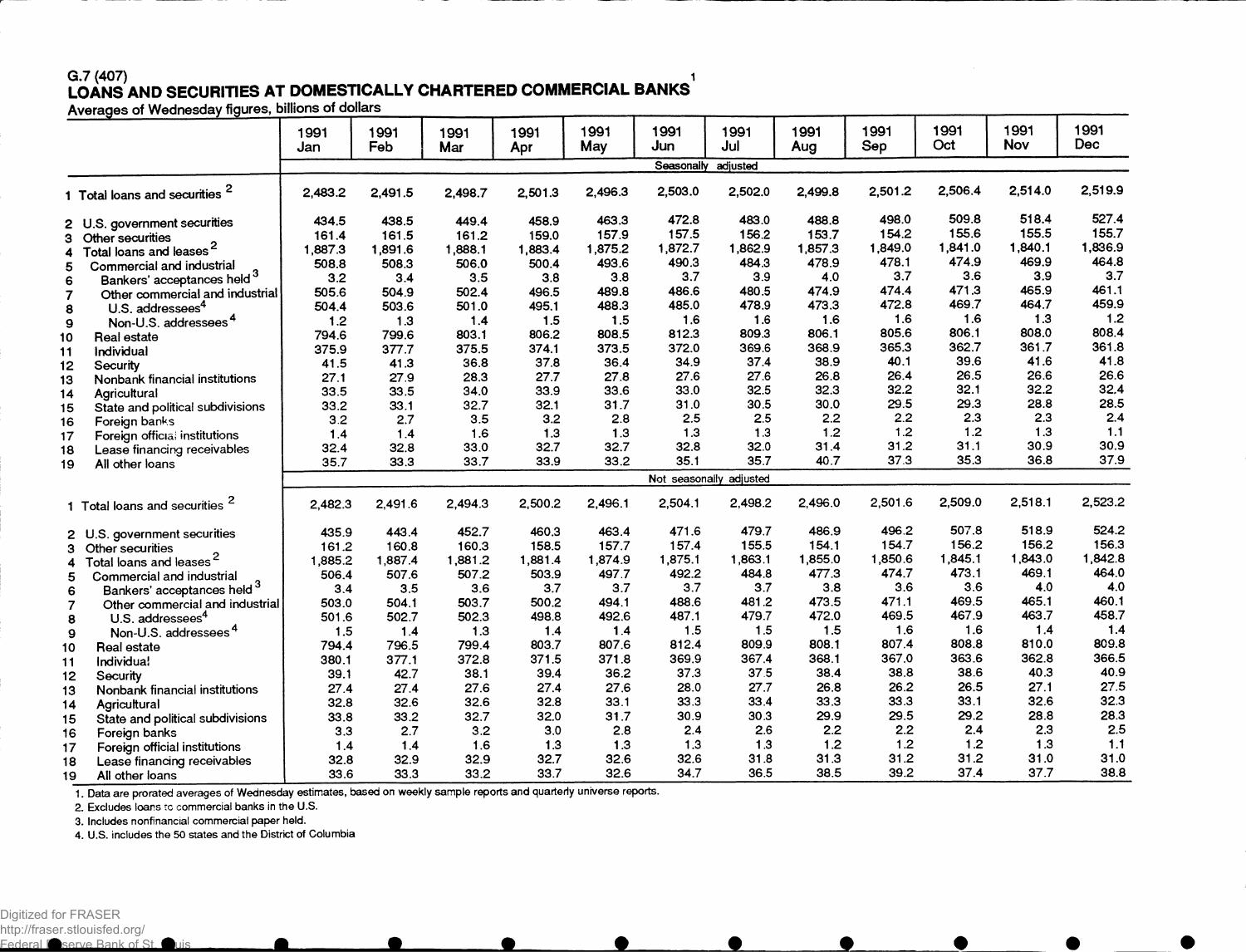G.7 (407)

# LOANS AND SECURITIES AT DOMESTICALLY CHARTERED COMMERCIAL BANKS[1]

Averages of Wednesday figures, billions of dollars

| | 1991 Jan | 1991 Feb | 1991 Mar | 1991 Apr | 1991 May | 1991 Jun | 1991 Jul | 1991 Aug | 1991 Sep | 1991 Oct | 1991 Nov | 1991 Dec |
|---|---|---|---|---|---|---|---|---|---|---|---|---|
| | Seasonally adjusted | | | | | | | | | | | |
| 1 Total loans and securities [2] | 2,483.2 | 2,491.5 | 2,498.7 | 2,501.3 | 2,496.3 | 2,503.0 | 2,502.0 | 2,499.8 | 2,501.2 | 2,506.4 | 2,514.0 | 2,519.9 |
| 2 U.S. government securities | 434.5 | 438.5 | 449.4 | 458.9 | 463.3 | 472.8 | 483.0 | 488.8 | 498.0 | 509.8 | 518.4 | 527.4 |
| 3 Other securities | 161.4 | 161.5 | 161.2 | 159.0 | 157.9 | 157.5 | 156.2 | 153.7 | 154.2 | 155.6 | 155.5 | 155.7 |
| 4 Total loans and leases [2] | 1,887.3 | 1,891.6 | 1,888.1 | 1,883.4 | 1,875.2 | 1,872.7 | 1,862.9 | 1,857.3 | 1,849.0 | 1,841.0 | 1,840.1 | 1,836.9 |
| 5 Commercial and industrial | 508.8 | 508.3 | 506.0 | 500.4 | 493.6 | 490.3 | 484.3 | 478.9 | 478.1 | 474.9 | 469.9 | 464.8 |
| 6 Bankers' acceptances held [3] | 3.2 | 3.4 | 3.5 | 3.8 | 3.8 | 3.7 | 3.9 | 4.0 | 3.7 | 3.6 | 3.9 | 3.7 |
| 7 Other commercial and industrial | 505.6 | 504.9 | 502.4 | 496.5 | 489.8 | 486.6 | 480.5 | 474.9 | 474.4 | 471.3 | 465.9 | 461.1 |
| 8 U.S. addressees [4] | 504.4 | 503.6 | 501.0 | 495.1 | 488.3 | 485.0 | 478.9 | 473.3 | 472.8 | 469.7 | 464.7 | 459.9 |
| 9 Non-U.S. addressees [4] | 1.2 | 1.3 | 1.4 | 1.5 | 1.5 | 1.6 | 1.6 | 1.6 | 1.6 | 1.6 | 1.3 | 1.2 |
| 10 Real estate | 794.6 | 799.6 | 803.1 | 806.2 | 808.5 | 812.3 | 809.3 | 806.1 | 805.6 | 806.1 | 808.0 | 808.4 |
| 11 Individual | 375.9 | 377.7 | 375.5 | 374.1 | 373.5 | 372.0 | 369.6 | 368.9 | 365.3 | 362.7 | 361.7 | 361.8 |
| 12 Security | 41.5 | 41.3 | 36.8 | 37.8 | 36.4 | 34.9 | 37.4 | 38.9 | 40.1 | 39.6 | 41.6 | 41.8 |
| 13 Nonbank financial institutions | 27.1 | 27.9 | 28.3 | 27.7 | 27.8 | 27.6 | 27.6 | 26.8 | 26.4 | 26.5 | 26.6 | 26.6 |
| 14 Agricultural | 33.5 | 33.5 | 34.0 | 33.9 | 33.6 | 33.0 | 32.5 | 32.3 | 32.2 | 32.1 | 32.2 | 32.4 |
| 15 State and political subdivisions | 33.2 | 33.1 | 32.7 | 32.1 | 31.7 | 31.0 | 30.5 | 30.0 | 29.5 | 29.3 | 28.8 | 28.5 |
| 16 Foreign banks | 3.2 | 2.7 | 3.5 | 3.2 | 2.8 | 2.5 | 2.5 | 2.2 | 2.2 | 2.3 | 2.3 | 2.4 |
| 17 Foreign official institutions | 1.4 | 1.4 | 1.6 | 1.3 | 1.3 | 1.3 | 1.3 | 1.2 | 1.2 | 1.2 | 1.3 | 1.1 |
| 18 Lease financing receivables | 32.4 | 32.8 | 33.0 | 32.7 | 32.7 | 32.8 | 32.0 | 31.4 | 31.2 | 31.1 | 30.9 | 30.9 |
| 19 All other loans | 35.7 | 33.3 | 33.7 | 33.9 | 33.2 | 35.1 | 35.7 | 40.7 | 37.3 | 35.3 | 36.8 | 37.9 |
| | Not seasonally adjusted | | | | | | | | | | | |
| 1 Total loans and securities [2] | 2,482.3 | 2,491.6 | 2,494.3 | 2,500.2 | 2,496.1 | 2,504.1 | 2,498.2 | 2,496.0 | 2,501.6 | 2,509.0 | 2,518.1 | 2,523.2 |
| 2 U.S. government securities | 435.9 | 443.4 | 452.7 | 460.3 | 463.4 | 471.6 | 479.7 | 486.9 | 496.2 | 507.8 | 518.9 | 524.2 |
| 3 Other securities | 161.2 | 160.8 | 160.3 | 158.5 | 157.7 | 157.4 | 155.5 | 154.1 | 154.7 | 156.2 | 156.2 | 156.3 |
| 4 Total loans and leases [2] | 1,885.2 | 1,887.4 | 1,881.2 | 1,881.4 | 1,874.9 | 1,875.1 | 1,863.1 | 1,855.0 | 1,850.6 | 1,845.1 | 1,843.0 | 1,842.8 |
| 5 Commercial and industrial | 506.4 | 507.6 | 507.2 | 503.9 | 497.7 | 492.2 | 484.8 | 477.3 | 474.7 | 473.1 | 469.1 | 464.0 |
| 6 Bankers' acceptances held [3] | 3.4 | 3.5 | 3.6 | 3.7 | 3.7 | 3.7 | 3.7 | 3.8 | 3.6 | 3.6 | 4.0 | 4.0 |
| 7 Other commercial and industrial | 503.0 | 504.1 | 503.7 | 500.2 | 494.1 | 488.6 | 481.2 | 473.5 | 471.1 | 469.5 | 465.1 | 460.1 |
| 8 U.S. addressees [4] | 501.6 | 502.7 | 502.3 | 498.8 | 492.6 | 487.1 | 479.7 | 472.0 | 469.5 | 467.9 | 463.7 | 458.7 |
| 9 Non-U.S. addressees [4] | 1.5 | 1.4 | 1.3 | 1.4 | 1.4 | 1.5 | 1.5 | 1.5 | 1.6 | 1.6 | 1.4 | 1.4 |
| 10 Real estate | 794.4 | 796.5 | 799.4 | 803.7 | 807.6 | 812.4 | 809.9 | 808.1 | 807.4 | 808.8 | 810.0 | 809.8 |
| 11 Individual | 380.1 | 377.1 | 372.8 | 371.5 | 371.8 | 369.9 | 367.4 | 368.1 | 367.0 | 363.6 | 362.8 | 366.5 |
| 12 Security | 39.1 | 42.7 | 38.1 | 39.4 | 36.2 | 37.3 | 37.5 | 38.4 | 38.8 | 38.6 | 40.3 | 40.9 |
| 13 Nonbank financial institutions | 27.4 | 27.4 | 27.6 | 27.4 | 27.6 | 28.0 | 27.7 | 26.8 | 26.2 | 26.5 | 27.1 | 27.5 |
| 14 Agricultural | 32.8 | 32.6 | 32.6 | 32.8 | 33.1 | 33.3 | 33.4 | 33.3 | 33.3 | 33.1 | 32.6 | 32.3 |
| 15 State and political subdivisions | 33.8 | 33.2 | 32.7 | 32.0 | 31.7 | 30.9 | 30.3 | 29.9 | 29.5 | 29.2 | 28.8 | 28.3 |
| 16 Foreign banks | 3.3 | 2.7 | 3.2 | 3.0 | 2.8 | 2.4 | 2.6 | 2.2 | 2.2 | 2.4 | 2.3 | 2.5 |
| 17 Foreign official institutions | 1.4 | 1.4 | 1.6 | 1.3 | 1.3 | 1.3 | 1.3 | 1.2 | 1.2 | 1.2 | 1.3 | 1.1 |
| 18 Lease financing receivables | 32.8 | 32.9 | 32.9 | 32.7 | 32.6 | 32.6 | 31.8 | 31.3 | 31.2 | 31.2 | 31.0 | 31.0 |
| 19 All other loans | 33.6 | 33.3 | 33.2 | 33.7 | 32.6 | 34.7 | 36.5 | 38.5 | 39.2 | 37.4 | 37.7 | 38.8 |

1. Data are prorated averages of Wednesday estimates, based on weekly sample reports and quarterly universe reports.
2. Excludes loans to commercial banks in the U.S.
3. Includes nonfinancial commercial paper held.
4. U.S. includes the 50 states and the District of Columbia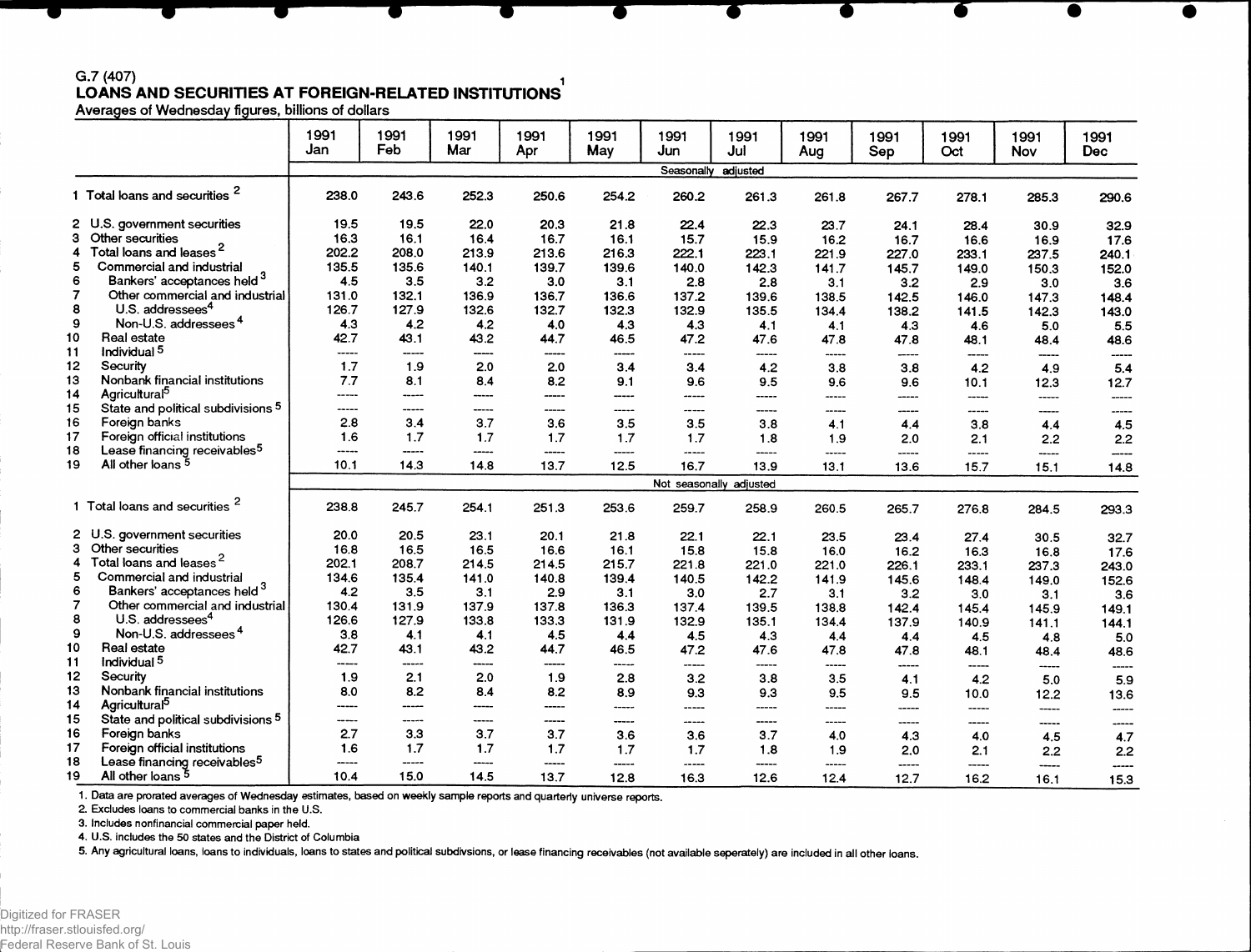G.7 (407)

## LOANS AND SECURITIES AT FOREIGN-RELATED INSTITUTIONS[1]

Averages of Wednesday figures, billions of dollars

| | 1991 Jan | 1991 Feb | 1991 Mar | 1991 Apr | 1991 May | 1991 Jun | 1991 Jul | 1991 Aug | 1991 Sep | 1991 Oct | 1991 Nov | 1991 Dec |
|---|---|---|---|---|---|---|---|---|---|---|---|---|
| | Seasonally adjusted | | | | | | | | | | | |
| 1 Total loans and securities [2] | 238.0 | 243.6 | 252.3 | 250.6 | 254.2 | 260.2 | 261.3 | 261.8 | 267.7 | 278.1 | 285.3 | 290.6 |
| 2 U.S. government securities | 19.5 | 19.5 | 22.0 | 20.3 | 21.8 | 22.4 | 22.3 | 23.7 | 24.1 | 28.4 | 30.9 | 32.9 |
| 3 Other securities | 16.3 | 16.1 | 16.4 | 16.7 | 16.1 | 15.7 | 15.9 | 16.2 | 16.7 | 16.6 | 16.9 | 17.6 |
| 4 Total loans and leases [2] | 202.2 | 208.0 | 213.9 | 213.6 | 216.3 | 222.1 | 223.1 | 221.9 | 227.0 | 233.1 | 237.5 | 240.1 |
| 5 Commercial and industrial | 135.5 | 135.6 | 140.1 | 139.7 | 139.6 | 140.0 | 142.3 | 141.7 | 145.7 | 149.0 | 150.3 | 152.0 |
| 6 Bankers' acceptances held [3] | 4.5 | 3.5 | 3.2 | 3.0 | 3.1 | 2.8 | 2.8 | 3.1 | 3.2 | 2.9 | 3.0 | 3.6 |
| 7 Other commercial and industrial | 131.0 | 132.1 | 136.9 | 136.7 | 136.6 | 137.2 | 139.6 | 138.5 | 142.5 | 146.0 | 147.3 | 148.4 |
| 8 U.S. addressees [4] | 126.7 | 127.9 | 132.6 | 132.7 | 132.3 | 132.9 | 135.5 | 134.4 | 138.2 | 141.5 | 142.3 | 143.0 |
| 9 Non-U.S. addressees [4] | 4.3 | 4.2 | 4.2 | 4.0 | 4.3 | 4.3 | 4.1 | 4.1 | 4.3 | 4.6 | 5.0 | 5.5 |
| 10 Real estate | 42.7 | 43.1 | 43.2 | 44.7 | 46.5 | 47.2 | 47.6 | 47.8 | 47.8 | 48.1 | 48.4 | 48.6 |
| 11 Individual [5] | ----- | ----- | ----- | ----- | ----- | ----- | ----- | ----- | ----- | ----- | ----- | ----- |
| 12 Security | 1.7 | 1.9 | 2.0 | 2.0 | 3.4 | 3.4 | 4.2 | 3.8 | 3.8 | 4.2 | 4.9 | 5.4 |
| 13 Nonbank financial institutions | 7.7 | 8.1 | 8.4 | 8.2 | 9.1 | 9.6 | 9.5 | 9.6 | 9.6 | 10.1 | 12.3 | 12.7 |
| 14 Agricultural [5] | ----- | ----- | ----- | ----- | ----- | ----- | ----- | ----- | ----- | ----- | ----- | ----- |
| 15 State and political subdivisions [5] | ----- | ----- | ----- | ----- | ----- | ----- | ----- | ----- | ----- | ----- | ----- | ----- |
| 16 Foreign banks | 2.8 | 3.4 | 3.7 | 3.6 | 3.5 | 3.5 | 3.8 | 4.1 | 4.4 | 3.8 | 4.4 | 4.5 |
| 17 Foreign official institutions | 1.6 | 1.7 | 1.7 | 1.7 | 1.7 | 1.7 | 1.8 | 1.9 | 2.0 | 2.1 | 2.2 | 2.2 |
| 18 Lease financing receivables [5] | ----- | ----- | ----- | ----- | ----- | ----- | ----- | ----- | ----- | ----- | ----- | ----- |
| 19 All other loans [5] | 10.1 | 14.3 | 14.8 | 13.7 | 12.5 | 16.7 | 13.9 | 13.1 | 13.6 | 15.7 | 15.1 | 14.8 |
| | Not seasonally adjusted | | | | | | | | | | | |
| 1 Total loans and securities [2] | 238.8 | 245.7 | 254.1 | 251.3 | 253.6 | 259.7 | 258.9 | 260.5 | 265.7 | 276.8 | 284.5 | 293.3 |
| 2 U.S. government securities | 20.0 | 20.5 | 23.1 | 20.1 | 21.8 | 22.1 | 22.1 | 23.5 | 23.4 | 27.4 | 30.5 | 32.7 |
| 3 Other securities | 16.8 | 16.5 | 16.5 | 16.6 | 16.1 | 15.8 | 15.8 | 16.0 | 16.2 | 16.3 | 16.8 | 17.6 |
| 4 Total loans and leases [2] | 202.1 | 208.7 | 214.5 | 214.5 | 215.7 | 221.8 | 221.0 | 221.0 | 226.1 | 233.1 | 237.3 | 243.0 |
| 5 Commercial and industrial | 134.6 | 135.4 | 141.0 | 140.8 | 139.4 | 140.5 | 142.2 | 141.9 | 145.6 | 148.4 | 149.0 | 152.6 |
| 6 Bankers' acceptances held [3] | 4.2 | 3.5 | 3.1 | 2.9 | 3.1 | 3.0 | 2.7 | 3.1 | 3.2 | 3.0 | 3.1 | 3.6 |
| 7 Other commercial and industrial | 130.4 | 131.9 | 137.9 | 137.8 | 136.3 | 137.4 | 139.5 | 138.8 | 142.4 | 145.4 | 145.9 | 149.1 |
| 8 U.S. addressees [4] | 126.6 | 127.9 | 133.8 | 133.3 | 131.9 | 132.9 | 135.1 | 134.4 | 137.9 | 140.9 | 141.1 | 144.1 |
| 9 Non-U.S. addressees [4] | 3.8 | 4.1 | 4.1 | 4.5 | 4.4 | 4.5 | 4.3 | 4.4 | 4.4 | 4.5 | 4.8 | 5.0 |
| 10 Real estate | 42.7 | 43.1 | 43.2 | 44.7 | 46.5 | 47.2 | 47.6 | 47.8 | 47.8 | 48.1 | 48.4 | 48.6 |
| 11 Individual [5] | ----- | ----- | ----- | ----- | ----- | ----- | ----- | ----- | ----- | ----- | ----- | ----- |
| 12 Security | 1.9 | 2.1 | 2.0 | 1.9 | 2.8 | 3.2 | 3.8 | 3.5 | 4.1 | 4.2 | 5.0 | 5.9 |
| 13 Nonbank financial institutions | 8.0 | 8.2 | 8.4 | 8.2 | 8.9 | 9.3 | 9.3 | 9.5 | 9.5 | 10.0 | 12.2 | 13.6 |
| 14 Agricultural [5] | ----- | ----- | ----- | ----- | ----- | ----- | ----- | ----- | ----- | ----- | ----- | ----- |
| 15 State and political subdivisions [5] | ----- | ----- | ----- | ----- | ----- | ----- | ----- | ----- | ----- | ----- | ----- | ----- |
| 16 Foreign banks | 2.7 | 3.3 | 3.7 | 3.7 | 3.6 | 3.6 | 3.7 | 4.0 | 4.3 | 4.0 | 4.5 | 4.7 |
| 17 Foreign official institutions | 1.6 | 1.7 | 1.7 | 1.7 | 1.7 | 1.7 | 1.8 | 1.9 | 2.0 | 2.1 | 2.2 | 2.2 |
| 18 Lease financing receivables [5] | ----- | ----- | ----- | ----- | ----- | ----- | ----- | ----- | ----- | ----- | ----- | ----- |
| 19 All other loans [5] | 10.4 | 15.0 | 14.5 | 13.7 | 12.8 | 16.3 | 12.6 | 12.4 | 12.7 | 16.2 | 16.1 | 15.3 |

1. Data are prorated averages of Wednesday estimates, based on weekly sample reports and quarterly universe reports.

2. Excludes loans to commercial banks in the U.S.

3. Includes nonfinancial commercial paper held.

4. U.S. includes the 50 states and the District of Columbia

5. Any agricultural loans, loans to individuals, loans to states and political subdivsions, or lease financing receivables (not available seperately) are included in all other loans.